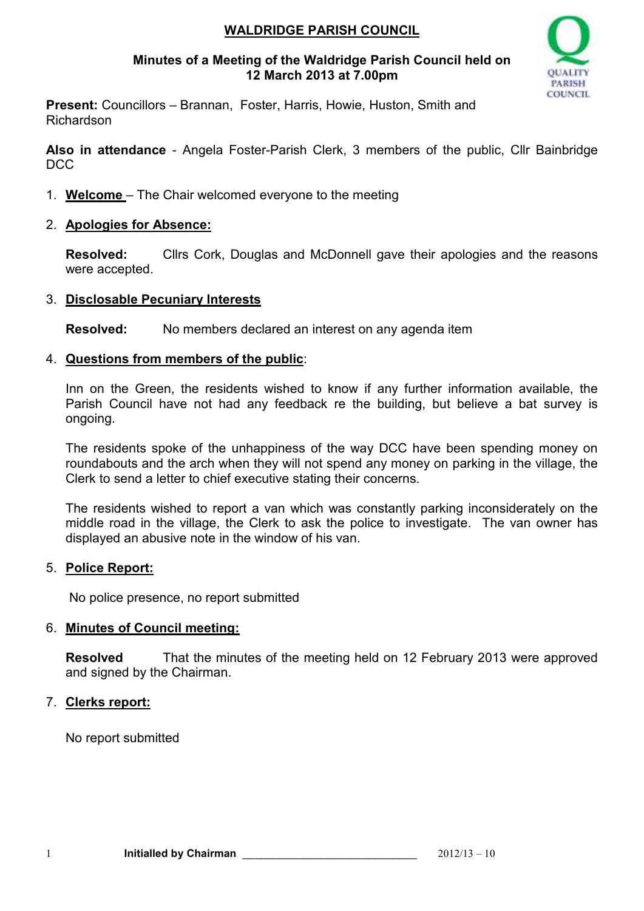# WALDRIDGE PARISH COUNCIL

## Minutes of a Meeting of the Waldridge Parish Council held on 12 March 2013 at 7.00pm

**Present:** Councillors – Brannan, Foster, Harris, Howie, Huston, Smith and Richardson

**Also in attendance** - Angela Foster-Parish Clerk, 3 members of the public, Cllr Bainbridge DCC

1. **Welcome** – The Chair welcomed everyone to the meeting

2. **Apologies for Absence:**

   **Resolved:** Cllrs Cork, Douglas and McDonnell gave their apologies and the reasons were accepted.

3. **Disclosable Pecuniary Interests**

   **Resolved:** No members declared an interest on any agenda item

4. **Questions from members of the public**:

   Inn on the Green, the residents wished to know if any further information available, the Parish Council have not had any feedback re the building, but believe a bat survey is ongoing.

   The residents spoke of the unhappiness of the way DCC have been spending money on roundabouts and the arch when they will not spend any money on parking in the village, the Clerk to send a letter to chief executive stating their concerns.

   The residents wished to report a van which was constantly parking inconsiderately on the middle road in the village, the Clerk to ask the police to investigate. The van owner has displayed an abusive note in the window of his van.

5. **Police Report:**

   No police presence, no report submitted

6. **Minutes of Council meeting:**

   **Resolved** That the minutes of the meeting held on 12 February 2013 were approved and signed by the Chairman.

7. **Clerks report:**

   No report submitted

**Initialled by Chairman** ____________________________ 2012/13 – 10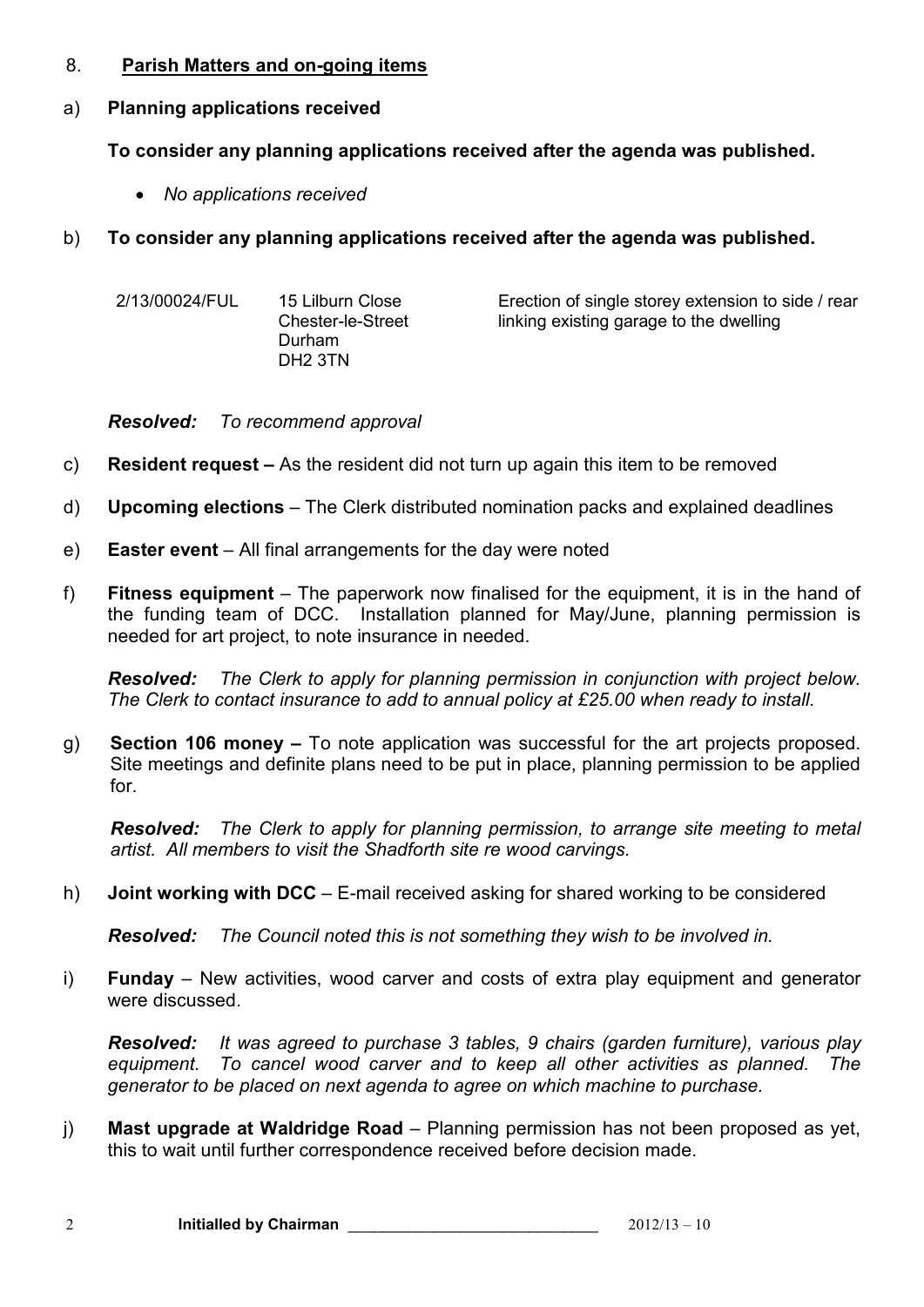8. **Parish Matters and on-going items**

a) **Planning applications received**

**To consider any planning applications received after the agenda was published.**

- *No applications received*

b) **To consider any planning applications received after the agenda was published.**

| 2/13/00024/FUL | 15 Lilburn Close<br>Chester-le-Street<br>Durham<br>DH2 3TN | Erection of single storey extension to side / rear linking existing garage to the dwelling |
|---|---|---|

***Resolved:*** *To recommend approval*

c) **Resident request –** As the resident did not turn up again this item to be removed

d) **Upcoming elections** – The Clerk distributed nomination packs and explained deadlines

e) **Easter event** – All final arrangements for the day were noted

f) **Fitness equipment** – The paperwork now finalised for the equipment, it is in the hand of the funding team of DCC. Installation planned for May/June, planning permission is needed for art project, to note insurance in needed.

***Resolved:*** *The Clerk to apply for planning permission in conjunction with project below. The Clerk to contact insurance to add to annual policy at £25.00 when ready to install.*

g) **Section 106 money –** To note application was successful for the art projects proposed. Site meetings and definite plans need to be put in place, planning permission to be applied for.

***Resolved:*** *The Clerk to apply for planning permission, to arrange site meeting to metal artist. All members to visit the Shadforth site re wood carvings.*

h) **Joint working with DCC** – E-mail received asking for shared working to be considered

***Resolved:*** *The Council noted this is not something they wish to be involved in.*

i) **Funday** – New activities, wood carver and costs of extra play equipment and generator were discussed.

***Resolved:*** *It was agreed to purchase 3 tables, 9 chairs (garden furniture), various play equipment. To cancel wood carver and to keep all other activities as planned. The generator to be placed on next agenda to agree on which machine to purchase.*

j) **Mast upgrade at Waldridge Road** – Planning permission has not been proposed as yet, this to wait until further correspondence received before decision made.

**Initialled by Chairman** ____________________________ 2012/13 – 10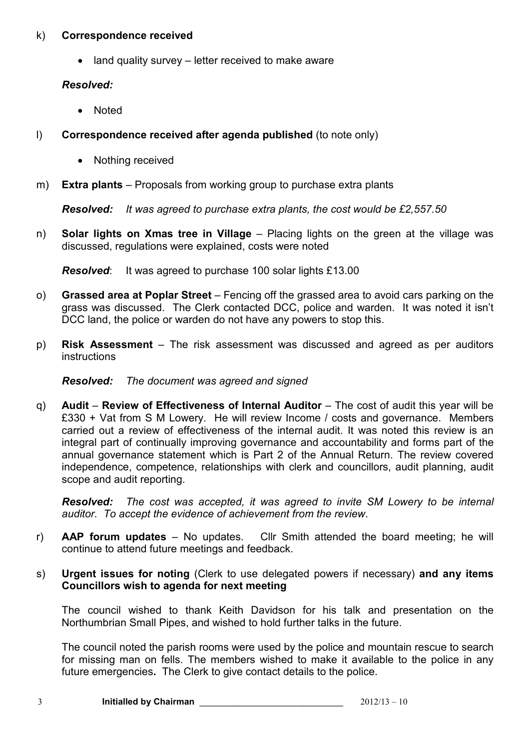k) **Correspondence received**

- land quality survey – letter received to make aware

*Resolved:*

- Noted

l) **Correspondence received after agenda published** (to note only)

- Nothing received

m) **Extra plants** – Proposals from working group to purchase extra plants

*Resolved: It was agreed to purchase extra plants, the cost would be £2,557.50*

n) **Solar lights on Xmas tree in Village** – Placing lights on the green at the village was discussed, regulations were explained, costs were noted

*Resolved*: It was agreed to purchase 100 solar lights £13.00

o) **Grassed area at Poplar Street** – Fencing off the grassed area to avoid cars parking on the grass was discussed. The Clerk contacted DCC, police and warden. It was noted it isn't DCC land, the police or warden do not have any powers to stop this.

p) **Risk Assessment** – The risk assessment was discussed and agreed as per auditors instructions

*Resolved: The document was agreed and signed*

q) **Audit** – **Review of Effectiveness of Internal Auditor** – The cost of audit this year will be £330 + Vat from S M Lowery. He will review Income / costs and governance. Members carried out a review of effectiveness of the internal audit. It was noted this review is an integral part of continually improving governance and accountability and forms part of the annual governance statement which is Part 2 of the Annual Return. The review covered independence, competence, relationships with clerk and councillors, audit planning, audit scope and audit reporting.

*Resolved: The cost was accepted, it was agreed to invite SM Lowery to be internal auditor. To accept the evidence of achievement from the review*.

r) **AAP forum updates** – No updates. Cllr Smith attended the board meeting; he will continue to attend future meetings and feedback.

s) **Urgent issues for noting** (Clerk to use delegated powers if necessary) **and any items Councillors wish to agenda for next meeting**

The council wished to thank Keith Davidson for his talk and presentation on the Northumbrian Small Pipes, and wished to hold further talks in the future.

The council noted the parish rooms were used by the police and mountain rescue to search for missing man on fells. The members wished to make it available to the police in any future emergencies**.** The Clerk to give contact details to the police.

**Initialled by Chairman** ____________________________ 2012/13 – 10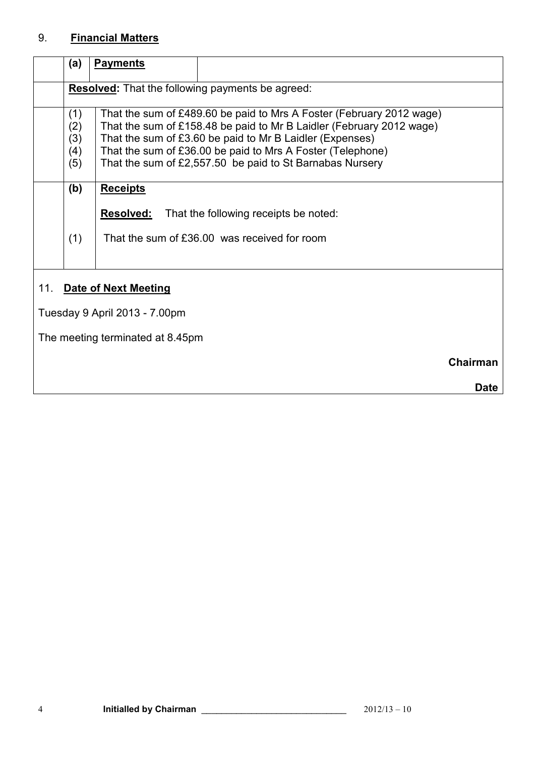## 9. **Financial Matters**

| | | |
|---|---|---|
| | **(a)** | **Payments** |
| | **Resolved:** That the following payments be agreed: | |
| | (1) | That the sum of £489.60 be paid to Mrs A Foster (February 2012 wage) |
| | (2) | That the sum of £158.48 be paid to Mr B Laidler (February 2012 wage) |
| | (3) | That the sum of £3.60 be paid to Mr B Laidler (Expenses) |
| | (4) | That the sum of £36.00 be paid to Mrs A Foster (Telephone) |
| | (5) | That the sum of £2,557.50 be paid to St Barnabas Nursery |
| | **(b)** | **Receipts** |
| | | **Resolved:** That the following receipts be noted: |
| | (1) | That the sum of £36.00 was received for room |

## 11. **Date of Next Meeting**

Tuesday 9 April 2013 - 7.00pm

The meeting terminated at 8.45pm

**Chairman**

**Date**

**Initialled by Chairman** ______________________________ 2012/13 – 10